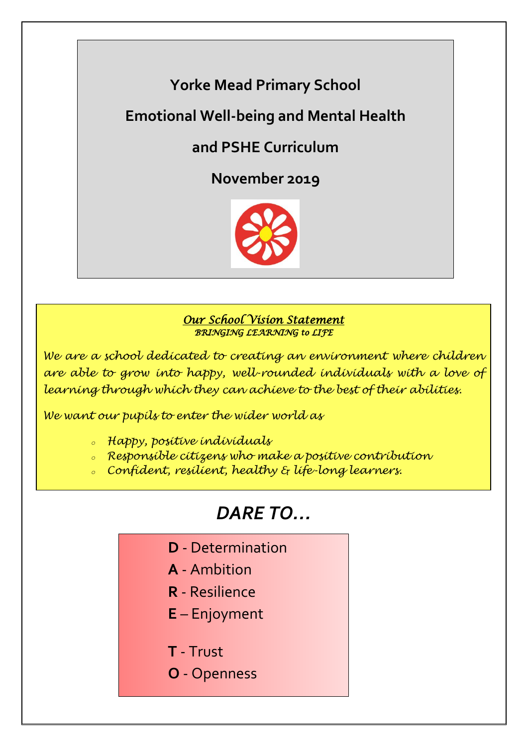# Yorke Mead Primary School

# Emotional Well-being and Mental Health

# and PSHE Curriculum

## November 2019

***Our School Vision Statement***
*BRINGING LEARNING to LIFE*

*We are a school dedicated to creating an environment where children are able to grow into happy, well-rounded individuals with a love of learning through which they can achieve to the best of their abilities.*

*We want our pupils to enter the wider world as*

- *Happy, positive individuals*
- *Responsible citizens who make a positive contribution*
- *Confident, resilient, healthy & life-long learners.*

## *DARE TO...*

**D** - Determination
**A** - Ambition
**R** - Resilience
**E** – Enjoyment

**T** - Trust
**O** - Openness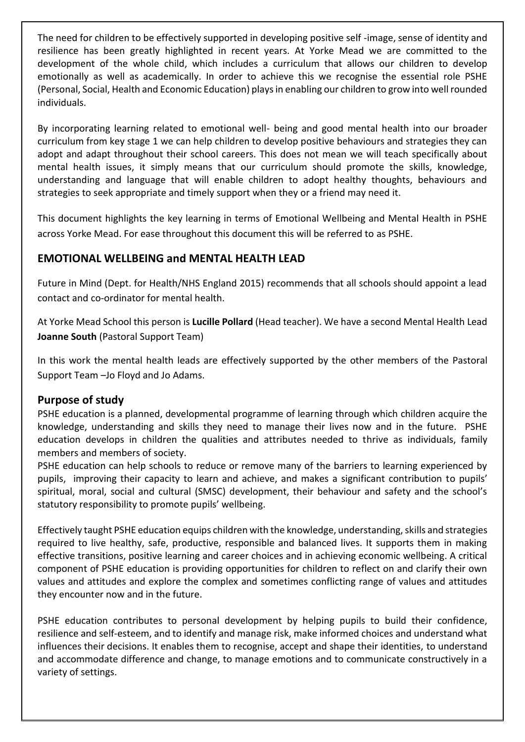The need for children to be effectively supported in developing positive self -image, sense of identity and resilience has been greatly highlighted in recent years. At Yorke Mead we are committed to the development of the whole child, which includes a curriculum that allows our children to develop emotionally as well as academically. In order to achieve this we recognise the essential role PSHE (Personal, Social, Health and Economic Education) plays in enabling our children to grow into well rounded individuals.

By incorporating learning related to emotional well- being and good mental health into our broader curriculum from key stage 1 we can help children to develop positive behaviours and strategies they can adopt and adapt throughout their school careers. This does not mean we will teach specifically about mental health issues, it simply means that our curriculum should promote the skills, knowledge, understanding and language that will enable children to adopt healthy thoughts, behaviours and strategies to seek appropriate and timely support when they or a friend may need it.

This document highlights the key learning in terms of Emotional Wellbeing and Mental Health in PSHE across Yorke Mead. For ease throughout this document this will be referred to as PSHE.

## EMOTIONAL WELLBEING and MENTAL HEALTH LEAD

Future in Mind (Dept. for Health/NHS England 2015) recommends that all schools should appoint a lead contact and co-ordinator for mental health.

At Yorke Mead School this person is **Lucille Pollard** (Head teacher). We have a second Mental Health Lead **Joanne South** (Pastoral Support Team)

In this work the mental health leads are effectively supported by the other members of the Pastoral Support Team –Jo Floyd and Jo Adams.

## Purpose of study

PSHE education is a planned, developmental programme of learning through which children acquire the knowledge, understanding and skills they need to manage their lives now and in the future. PSHE education develops in children the qualities and attributes needed to thrive as individuals, family members and members of society.

PSHE education can help schools to reduce or remove many of the barriers to learning experienced by pupils, improving their capacity to learn and achieve, and makes a significant contribution to pupils' spiritual, moral, social and cultural (SMSC) development, their behaviour and safety and the school's statutory responsibility to promote pupils' wellbeing.

Effectively taught PSHE education equips children with the knowledge, understanding, skills and strategies required to live healthy, safe, productive, responsible and balanced lives. It supports them in making effective transitions, positive learning and career choices and in achieving economic wellbeing. A critical component of PSHE education is providing opportunities for children to reflect on and clarify their own values and attitudes and explore the complex and sometimes conflicting range of values and attitudes they encounter now and in the future.

PSHE education contributes to personal development by helping pupils to build their confidence, resilience and self-esteem, and to identify and manage risk, make informed choices and understand what influences their decisions. It enables them to recognise, accept and shape their identities, to understand and accommodate difference and change, to manage emotions and to communicate constructively in a variety of settings.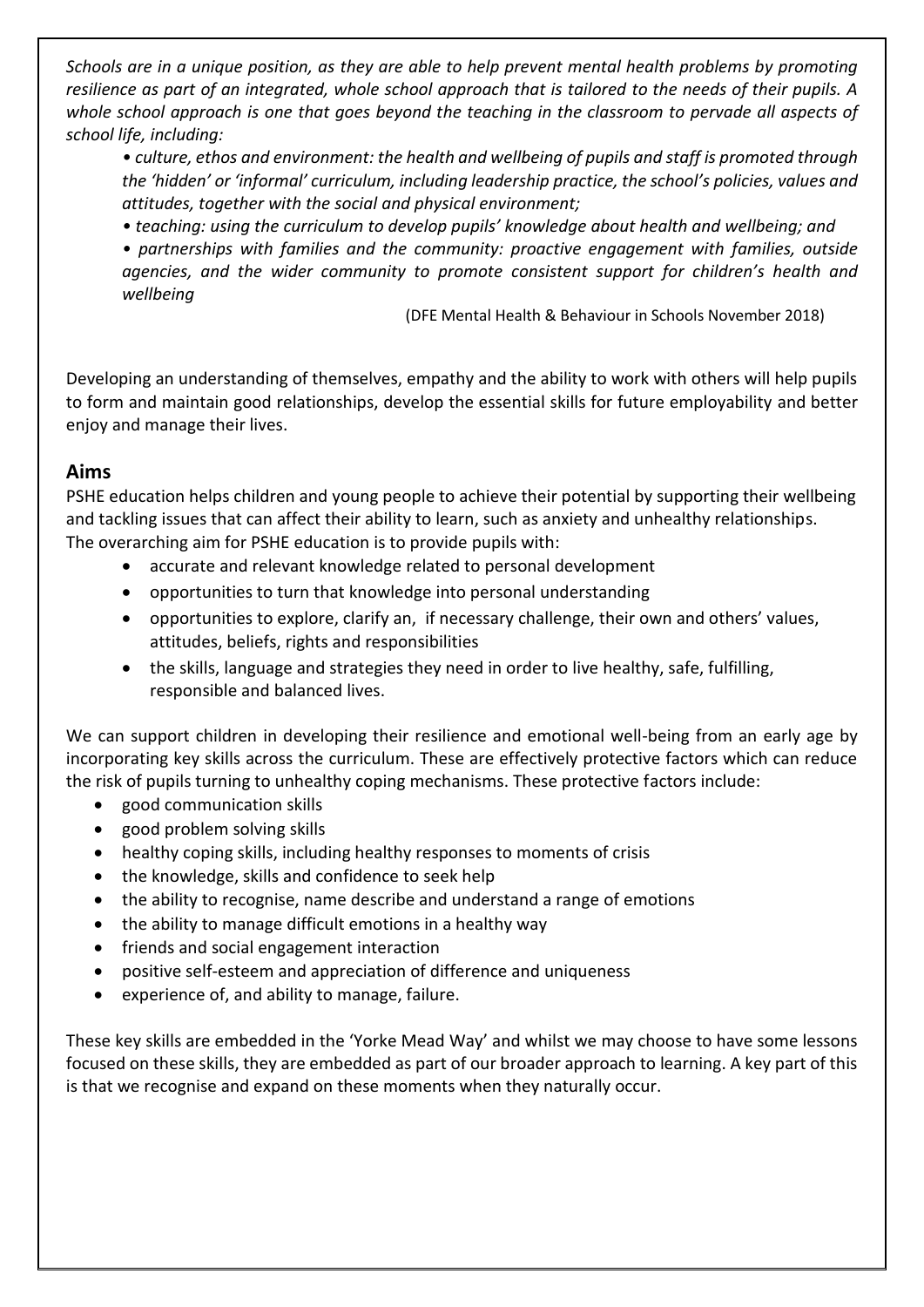*Schools are in a unique position, as they are able to help prevent mental health problems by promoting resilience as part of an integrated, whole school approach that is tailored to the needs of their pupils. A whole school approach is one that goes beyond the teaching in the classroom to pervade all aspects of school life, including:*

> *• culture, ethos and environment: the health and wellbeing of pupils and staff is promoted through the 'hidden' or 'informal' curriculum, including leadership practice, the school's policies, values and attitudes, together with the social and physical environment;*
>
> *• teaching: using the curriculum to develop pupils' knowledge about health and wellbeing; and*
>
> *• partnerships with families and the community: proactive engagement with families, outside agencies, and the wider community to promote consistent support for children's health and wellbeing*

(DFE Mental Health & Behaviour in Schools November 2018)

Developing an understanding of themselves, empathy and the ability to work with others will help pupils to form and maintain good relationships, develop the essential skills for future employability and better enjoy and manage their lives.

## Aims

PSHE education helps children and young people to achieve their potential by supporting their wellbeing and tackling issues that can affect their ability to learn, such as anxiety and unhealthy relationships.
The overarching aim for PSHE education is to provide pupils with:

- accurate and relevant knowledge related to personal development
- opportunities to turn that knowledge into personal understanding
- opportunities to explore, clarify an, if necessary challenge, their own and others' values, attitudes, beliefs, rights and responsibilities
- the skills, language and strategies they need in order to live healthy, safe, fulfilling, responsible and balanced lives.

We can support children in developing their resilience and emotional well-being from an early age by incorporating key skills across the curriculum. These are effectively protective factors which can reduce the risk of pupils turning to unhealthy coping mechanisms. These protective factors include:

- good communication skills
- good problem solving skills
- healthy coping skills, including healthy responses to moments of crisis
- the knowledge, skills and confidence to seek help
- the ability to recognise, name describe and understand a range of emotions
- the ability to manage difficult emotions in a healthy way
- friends and social engagement interaction
- positive self-esteem and appreciation of difference and uniqueness
- experience of, and ability to manage, failure.

These key skills are embedded in the 'Yorke Mead Way' and whilst we may choose to have some lessons focused on these skills, they are embedded as part of our broader approach to learning. A key part of this is that we recognise and expand on these moments when they naturally occur.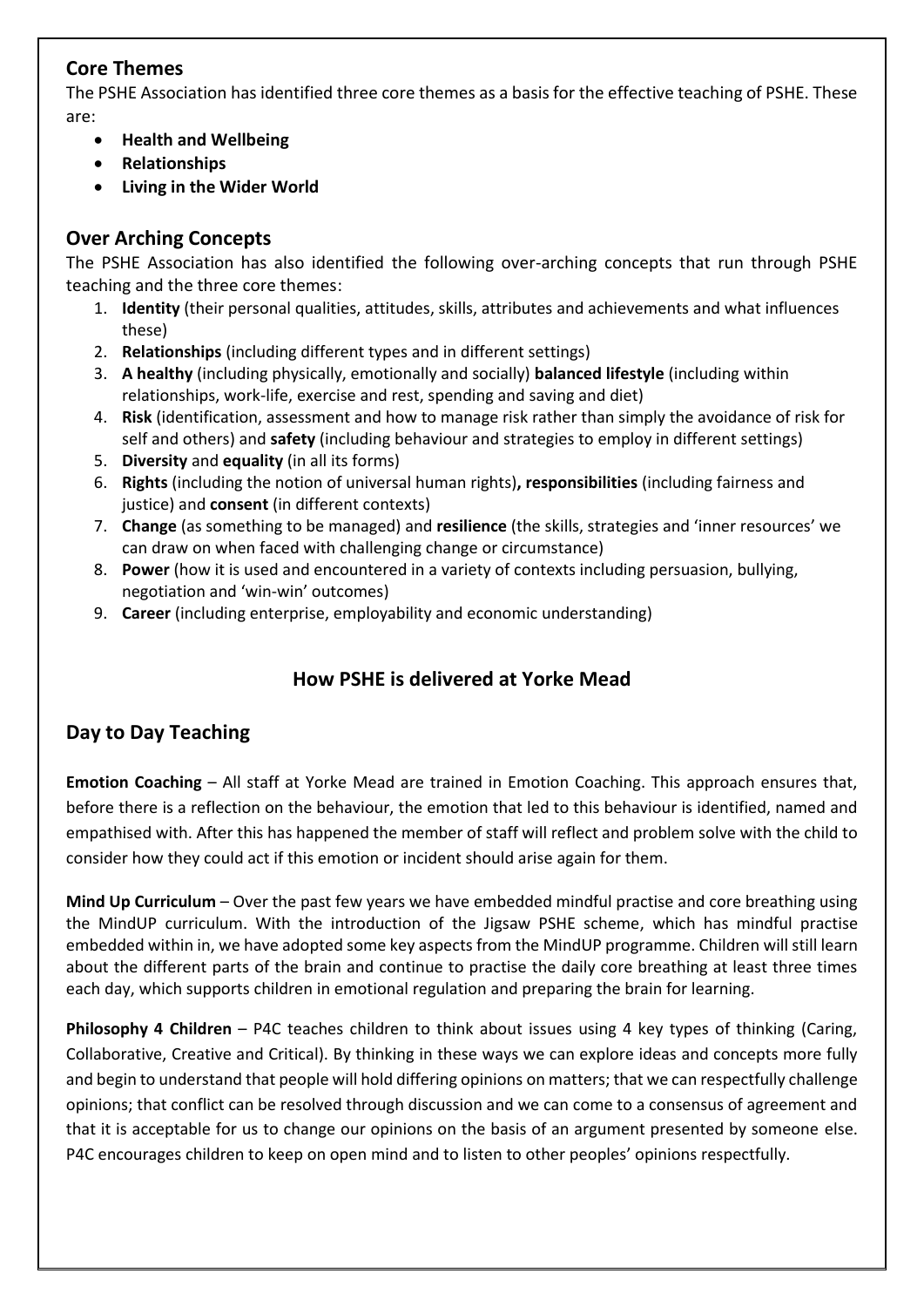## Core Themes

The PSHE Association has identified three core themes as a basis for the effective teaching of PSHE. These are:

- **Health and Wellbeing**
- **Relationships**
- **Living in the Wider World**

## Over Arching Concepts

The PSHE Association has also identified the following over-arching concepts that run through PSHE teaching and the three core themes:

1. **Identity** (their personal qualities, attitudes, skills, attributes and achievements and what influences these)
2. **Relationships** (including different types and in different settings)
3. **A healthy** (including physically, emotionally and socially) **balanced lifestyle** (including within relationships, work-life, exercise and rest, spending and saving and diet)
4. **Risk** (identification, assessment and how to manage risk rather than simply the avoidance of risk for self and others) and **safety** (including behaviour and strategies to employ in different settings)
5. **Diversity** and **equality** (in all its forms)
6. **Rights** (including the notion of universal human rights)**, responsibilities** (including fairness and justice) and **consent** (in different contexts)
7. **Change** (as something to be managed) and **resilience** (the skills, strategies and 'inner resources' we can draw on when faced with challenging change or circumstance)
8. **Power** (how it is used and encountered in a variety of contexts including persuasion, bullying, negotiation and 'win-win' outcomes)
9. **Career** (including enterprise, employability and economic understanding)

## How PSHE is delivered at Yorke Mead

## Day to Day Teaching

**Emotion Coaching** – All staff at Yorke Mead are trained in Emotion Coaching. This approach ensures that, before there is a reflection on the behaviour, the emotion that led to this behaviour is identified, named and empathised with. After this has happened the member of staff will reflect and problem solve with the child to consider how they could act if this emotion or incident should arise again for them.

**Mind Up Curriculum** – Over the past few years we have embedded mindful practise and core breathing using the MindUP curriculum. With the introduction of the Jigsaw PSHE scheme, which has mindful practise embedded within in, we have adopted some key aspects from the MindUP programme. Children will still learn about the different parts of the brain and continue to practise the daily core breathing at least three times each day, which supports children in emotional regulation and preparing the brain for learning.

**Philosophy 4 Children** – P4C teaches children to think about issues using 4 key types of thinking (Caring, Collaborative, Creative and Critical). By thinking in these ways we can explore ideas and concepts more fully and begin to understand that people will hold differing opinions on matters; that we can respectfully challenge opinions; that conflict can be resolved through discussion and we can come to a consensus of agreement and that it is acceptable for us to change our opinions on the basis of an argument presented by someone else. P4C encourages children to keep on open mind and to listen to other peoples' opinions respectfully.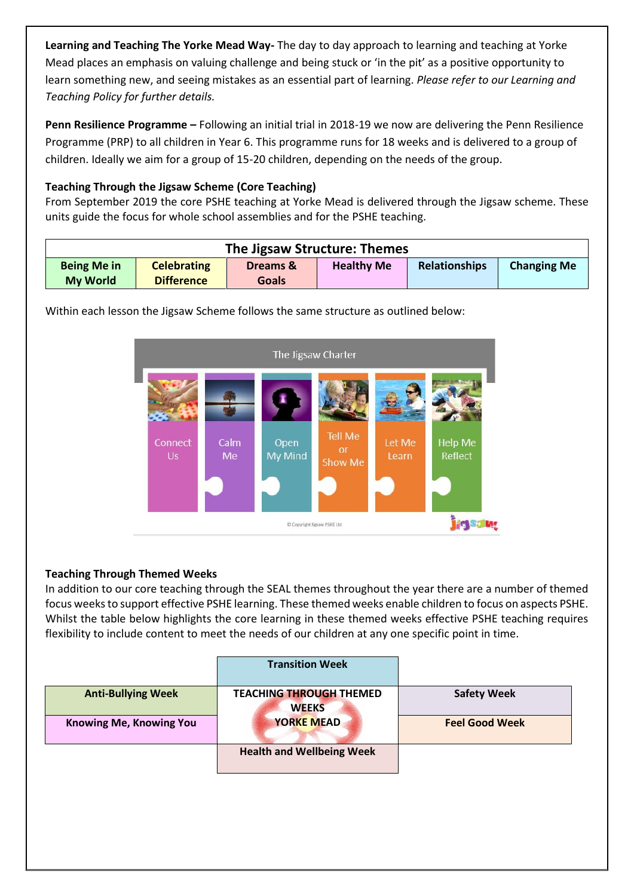**Learning and Teaching The Yorke Mead Way-** The day to day approach to learning and teaching at Yorke Mead places an emphasis on valuing challenge and being stuck or 'in the pit' as a positive opportunity to learn something new, and seeing mistakes as an essential part of learning. *Please refer to our Learning and Teaching Policy for further details.*

**Penn Resilience Programme –** Following an initial trial in 2018-19 we now are delivering the Penn Resilience Programme (PRP) to all children in Year 6. This programme runs for 18 weeks and is delivered to a group of children. Ideally we aim for a group of 15-20 children, depending on the needs of the group.

**Teaching Through the Jigsaw Scheme (Core Teaching)**

From September 2019 the core PSHE teaching at Yorke Mead is delivered through the Jigsaw scheme. These units guide the focus for whole school assemblies and for the PSHE teaching.

| The Jigsaw Structure: Themes | | | | | |
|---|---|---|---|---|---|
| **Being Me in My World** | **Celebrating Difference** | **Dreams & Goals** | **Healthy Me** | **Relationships** | **Changing Me** |

Within each lesson the Jigsaw Scheme follows the same structure as outlined below:

The Jigsaw Charter

| Connect Us | Calm Me | Open My Mind | Tell Me or Show Me | Let Me Learn | Help Me Reflect |
|---|---|---|---|---|---|

© Copyright Jigsaw PSHE Ltd

**Teaching Through Themed Weeks**

In addition to our core teaching through the SEAL themes throughout the year there are a number of themed focus weeks to support effective PSHE learning. These themed weeks enable children to focus on aspects PSHE. Whilst the table below highlights the core learning in these themed weeks effective PSHE teaching requires flexibility to include content to meet the needs of our children at any one specific point in time.

| | **Transition Week** | |
|---|---|---|
| **Anti-Bullying Week** | **TEACHING THROUGH THEMED WEEKS** | **Safety Week** |
| **Knowing Me, Knowing You** | **YORKE MEAD** | **Feel Good Week** |
| | **Health and Wellbeing Week** | |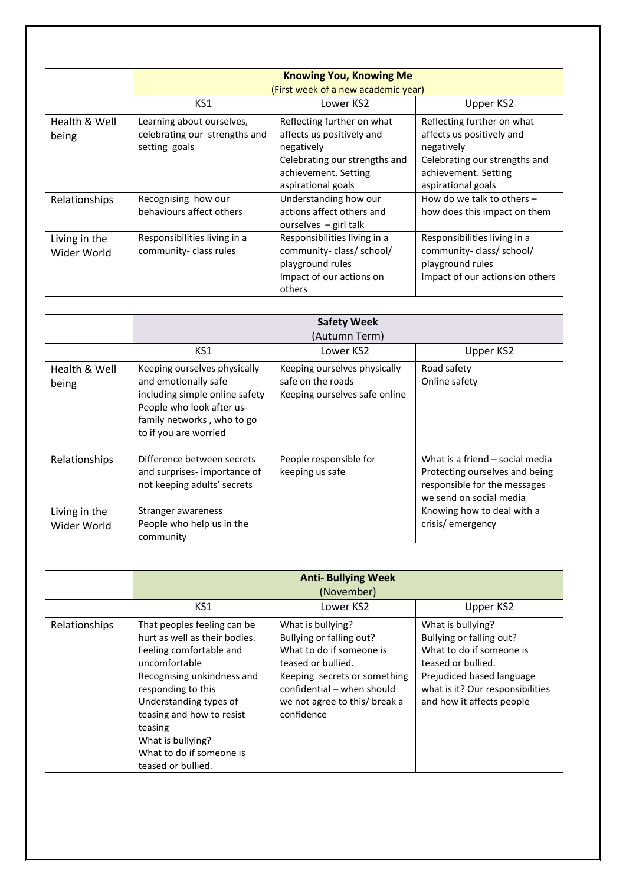| | **Knowing You, Knowing Me** (First week of a new academic year) | | |
|---|---|---|---|
| | KS1 | Lower KS2 | Upper KS2 |
| Health & Well being | Learning about ourselves, celebrating our strengths and setting goals | Reflecting further on what affects us positively and negatively<br>Celebrating our strengths and achievement. Setting aspirational goals | Reflecting further on what affects us positively and negatively<br>Celebrating our strengths and achievement. Setting aspirational goals |
| Relationships | Recognising how our behaviours affect others | Understanding how our actions affect others and ourselves – girl talk | How do we talk to others – how does this impact on them |
| Living in the Wider World | Responsibilities living in a community- class rules | Responsibilities living in a community- class/ school/ playground rules<br>Impact of our actions on others | Responsibilities living in a community- class/ school/ playground rules<br>Impact of our actions on others |

| | **Safety Week** (Autumn Term) | | |
|---|---|---|---|
| | KS1 | Lower KS2 | Upper KS2 |
| Health & Well being | Keeping ourselves physically and emotionally safe including simple online safety<br>People who look after us- family networks , who to go to if you are worried | Keeping ourselves physically safe on the roads<br>Keeping ourselves safe online | Road safety<br>Online safety |
| Relationships | Difference between secrets and surprises- importance of not keeping adults' secrets | People responsible for keeping us safe | What is a friend – social media<br>Protecting ourselves and being responsible for the messages we send on social media |
| Living in the Wider World | Stranger awareness<br>People who help us in the community | | Knowing how to deal with a crisis/ emergency |

| | **Anti- Bullying Week** (November) | | |
|---|---|---|---|
| | KS1 | Lower KS2 | Upper KS2 |
| Relationships | That peoples feeling can be hurt as well as their bodies.<br>Feeling comfortable and uncomfortable<br>Recognising unkindness and responding to this<br>Understanding types of teasing and how to resist teasing<br>What is bullying?<br>What to do if someone is teased or bullied. | What is bullying?<br>Bullying or falling out?<br>What to do if someone is teased or bullied.<br>Keeping secrets or something confidential – when should we not agree to this/ break a confidence | What is bullying?<br>Bullying or falling out?<br>What to do if someone is teased or bullied.<br>Prejudiced based language what is it? Our responsibilities and how it affects people |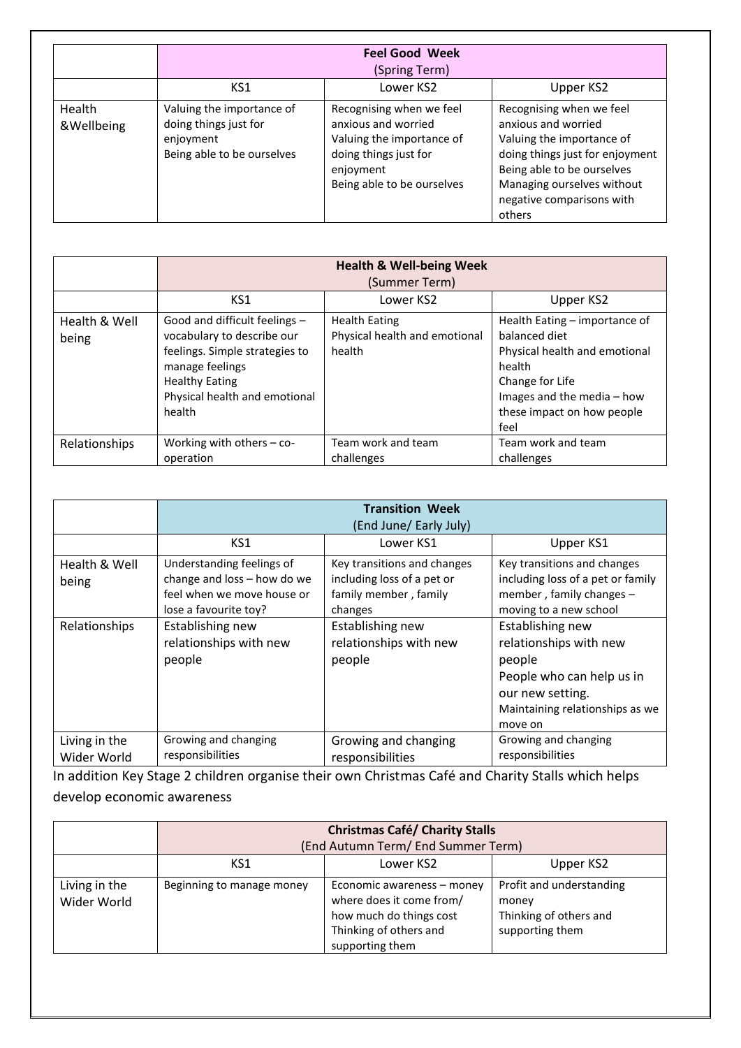| | **Feel Good Week** (Spring Term) | | |
|---|---|---|---|
| | KS1 | Lower KS2 | Upper KS2 |
| Health &Wellbeing | Valuing the importance of doing things just for enjoyment<br>Being able to be ourselves | Recognising when we feel anxious and worried<br>Valuing the importance of doing things just for enjoyment<br>Being able to be ourselves | Recognising when we feel anxious and worried<br>Valuing the importance of doing things just for enjoyment<br>Being able to be ourselves<br>Managing ourselves without negative comparisons with others |

| | **Health & Well-being Week** (Summer Term) | | |
|---|---|---|---|
| | KS1 | Lower KS2 | Upper KS2 |
| Health & Well being | Good and difficult feelings – vocabulary to describe our feelings. Simple strategies to manage feelings<br>Healthy Eating<br>Physical health and emotional health | Health Eating<br>Physical health and emotional health | Health Eating – importance of balanced diet<br>Physical health and emotional health<br>Change for Life<br>Images and the media – how these impact on how people feel |
| Relationships | Working with others – co-operation | Team work and team challenges | Team work and team challenges |

| | **Transition Week** (End June/ Early July) | | |
|---|---|---|---|
| | KS1 | Lower KS1 | Upper KS1 |
| Health & Well being | Understanding feelings of change and loss – how do we feel when we move house or lose a favourite toy? | Key transitions and changes including loss of a pet or family member , family changes | Key transitions and changes including loss of a pet or family member , family changes – moving to a new school |
| Relationships | Establishing new relationships with new people | Establishing new relationships with new people | Establishing new relationships with new people<br>People who can help us in our new setting.<br>Maintaining relationships as we move on |
| Living in the Wider World | Growing and changing responsibilities | Growing and changing responsibilities | Growing and changing responsibilities |

In addition Key Stage 2 children organise their own Christmas Café and Charity Stalls which helps develop economic awareness

| | **Christmas Café/ Charity Stalls** (End Autumn Term/ End Summer Term) | | |
|---|---|---|---|
| | KS1 | Lower KS2 | Upper KS2 |
| Living in the Wider World | Beginning to manage money | Economic awareness – money where does it come from/ how much do things cost<br>Thinking of others and supporting them | Profit and understanding money<br>Thinking of others and supporting them |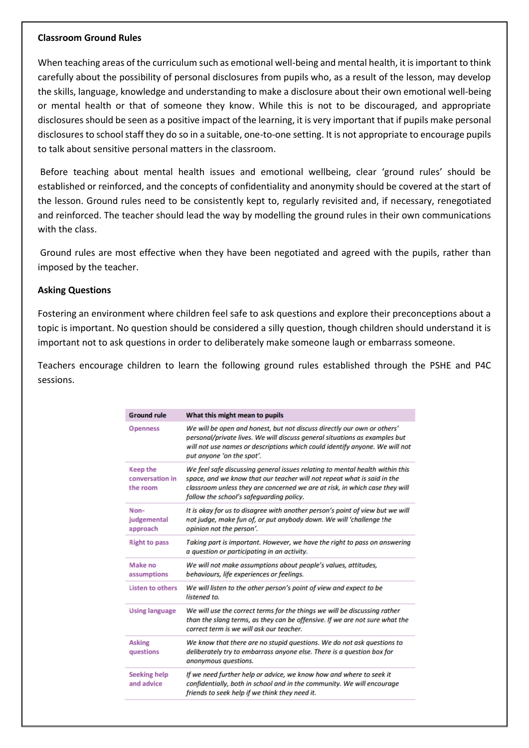**Classroom Ground Rules**

When teaching areas of the curriculum such as emotional well-being and mental health, it is important to think carefully about the possibility of personal disclosures from pupils who, as a result of the lesson, may develop the skills, language, knowledge and understanding to make a disclosure about their own emotional well-being or mental health or that of someone they know. While this is not to be discouraged, and appropriate disclosures should be seen as a positive impact of the learning, it is very important that if pupils make personal disclosures to school staff they do so in a suitable, one-to-one setting. It is not appropriate to encourage pupils to talk about sensitive personal matters in the classroom.

Before teaching about mental health issues and emotional wellbeing, clear 'ground rules' should be established or reinforced, and the concepts of confidentiality and anonymity should be covered at the start of the lesson. Ground rules need to be consistently kept to, regularly revisited and, if necessary, renegotiated and reinforced. The teacher should lead the way by modelling the ground rules in their own communications with the class.

Ground rules are most effective when they have been negotiated and agreed with the pupils, rather than imposed by the teacher.

**Asking Questions**

Fostering an environment where children feel safe to ask questions and explore their preconceptions about a topic is important. No question should be considered a silly question, though children should understand it is important not to ask questions in order to deliberately make someone laugh or embarrass someone.

Teachers encourage children to learn the following ground rules established through the PSHE and P4C sessions.

| Ground rule | What this might mean to pupils |
|---|---|
| Openness | *We will be open and honest, but not discuss directly our own or others' personal/private lives. We will discuss general situations as examples but will not use names or descriptions which could identify anyone. We will not put anyone 'on the spot'.* |
| Keep the conversation in the room | *We feel safe discussing general issues relating to mental health within this space, and we know that our teacher will not repeat what is said in the classroom unless they are concerned we are at risk, in which case they will follow the school's safeguarding policy.* |
| Non-judgemental approach | *It is okay for us to disagree with another person's point of view but we will not judge, make fun of, or put anybody down. We will 'challenge the opinion not the person'.* |
| Right to pass | *Taking part is important. However, we have the right to pass on answering a question or participating in an activity.* |
| Make no assumptions | *We will not make assumptions about people's values, attitudes, behaviours, life experiences or feelings.* |
| Listen to others | *We will listen to the other person's point of view and expect to be listened to.* |
| Using language | *We will use the correct terms for the things we will be discussing rather than the slang terms, as they can be offensive. If we are not sure what the correct term is we will ask our teacher.* |
| Asking questions | *We know that there are no stupid questions. We do not ask questions to deliberately try to embarrass anyone else. There is a question box for anonymous questions.* |
| Seeking help and advice | *If we need further help or advice, we know how and where to seek it confidentially, both in school and in the community. We will encourage friends to seek help if we think they need it.* |